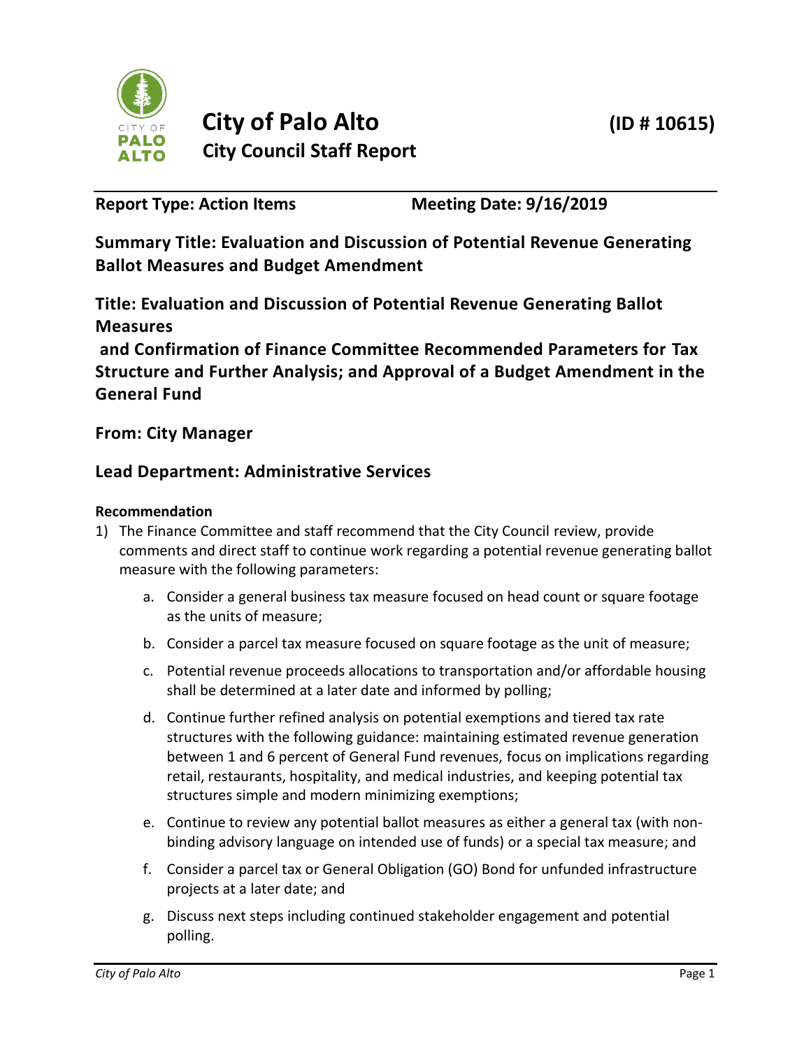# City of Palo Alto

## City Council Staff Report

**(ID # 10615)**

**Report Type: Action Items** **Meeting Date: 9/16/2019**

**Summary Title: Evaluation and Discussion of Potential Revenue Generating Ballot Measures and Budget Amendment**

**Title: Evaluation and Discussion of Potential Revenue Generating Ballot Measures and Confirmation of Finance Committee Recommended Parameters for Tax Structure and Further Analysis; and Approval of a Budget Amendment in the General Fund**

**From: City Manager**

**Lead Department: Administrative Services**

**Recommendation**

1) The Finance Committee and staff recommend that the City Council review, provide comments and direct staff to continue work regarding a potential revenue generating ballot measure with the following parameters:

    a. Consider a general business tax measure focused on head count or square footage as the units of measure;

    b. Consider a parcel tax measure focused on square footage as the unit of measure;

    c. Potential revenue proceeds allocations to transportation and/or affordable housing shall be determined at a later date and informed by polling;

    d. Continue further refined analysis on potential exemptions and tiered tax rate structures with the following guidance: maintaining estimated revenue generation between 1 and 6 percent of General Fund revenues, focus on implications regarding retail, restaurants, hospitality, and medical industries, and keeping potential tax structures simple and modern minimizing exemptions;

    e. Continue to review any potential ballot measures as either a general tax (with non-binding advisory language on intended use of funds) or a special tax measure; and

    f. Consider a parcel tax or General Obligation (GO) Bond for unfunded infrastructure projects at a later date; and

    g. Discuss next steps including continued stakeholder engagement and potential polling.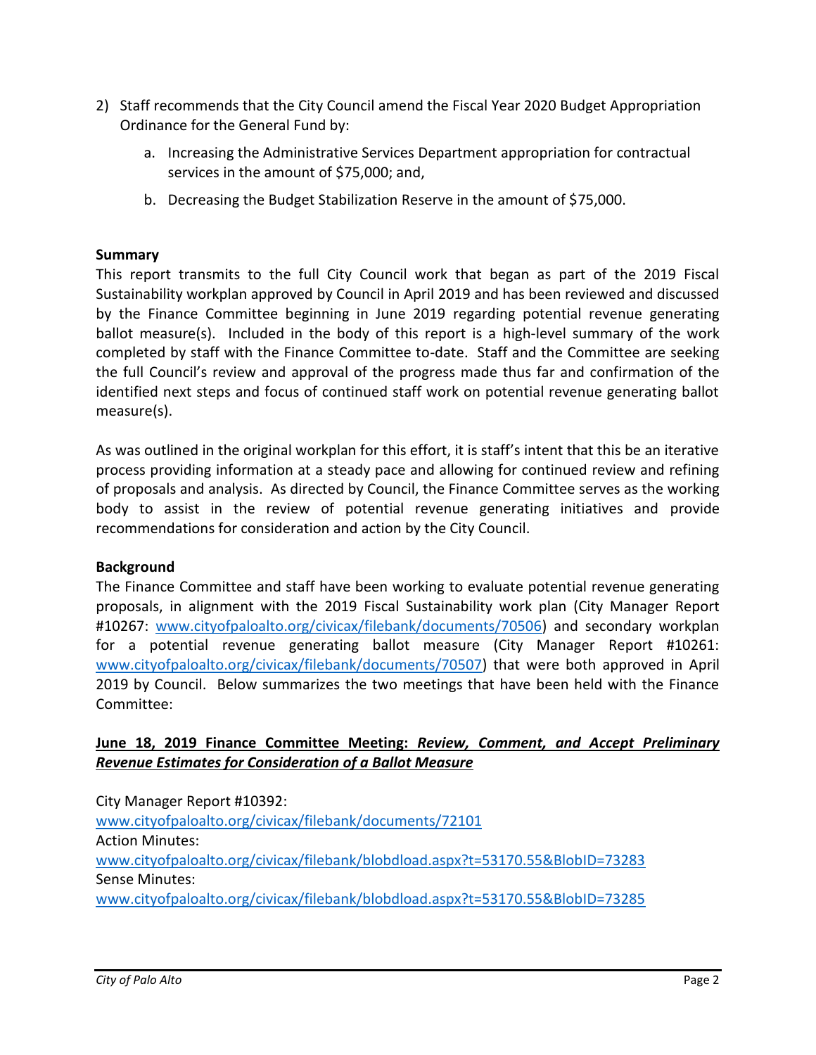2) Staff recommends that the City Council amend the Fiscal Year 2020 Budget Appropriation Ordinance for the General Fund by:

    a. Increasing the Administrative Services Department appropriation for contractual services in the amount of $75,000; and,

    b. Decreasing the Budget Stabilization Reserve in the amount of $75,000.

**Summary**

This report transmits to the full City Council work that began as part of the 2019 Fiscal Sustainability workplan approved by Council in April 2019 and has been reviewed and discussed by the Finance Committee beginning in June 2019 regarding potential revenue generating ballot measure(s). Included in the body of this report is a high-level summary of the work completed by staff with the Finance Committee to-date. Staff and the Committee are seeking the full Council's review and approval of the progress made thus far and confirmation of the identified next steps and focus of continued staff work on potential revenue generating ballot measure(s).

As was outlined in the original workplan for this effort, it is staff's intent that this be an iterative process providing information at a steady pace and allowing for continued review and refining of proposals and analysis. As directed by Council, the Finance Committee serves as the working body to assist in the review of potential revenue generating initiatives and provide recommendations for consideration and action by the City Council.

**Background**

The Finance Committee and staff have been working to evaluate potential revenue generating proposals, in alignment with the 2019 Fiscal Sustainability work plan (City Manager Report #10267: www.cityofpaloalto.org/civicax/filebank/documents/70506) and secondary workplan for a potential revenue generating ballot measure (City Manager Report #10261: www.cityofpaloalto.org/civicax/filebank/documents/70507) that were both approved in April 2019 by Council. Below summarizes the two meetings that have been held with the Finance Committee:

**June 18, 2019 Finance Committee Meeting: *Review, Comment, and Accept Preliminary Revenue Estimates for Consideration of a Ballot Measure***

City Manager Report #10392:
www.cityofpaloalto.org/civicax/filebank/documents/72101
Action Minutes:
www.cityofpaloalto.org/civicax/filebank/blobdload.aspx?t=53170.55&BlobID=73283
Sense Minutes:
www.cityofpaloalto.org/civicax/filebank/blobdload.aspx?t=53170.55&BlobID=73285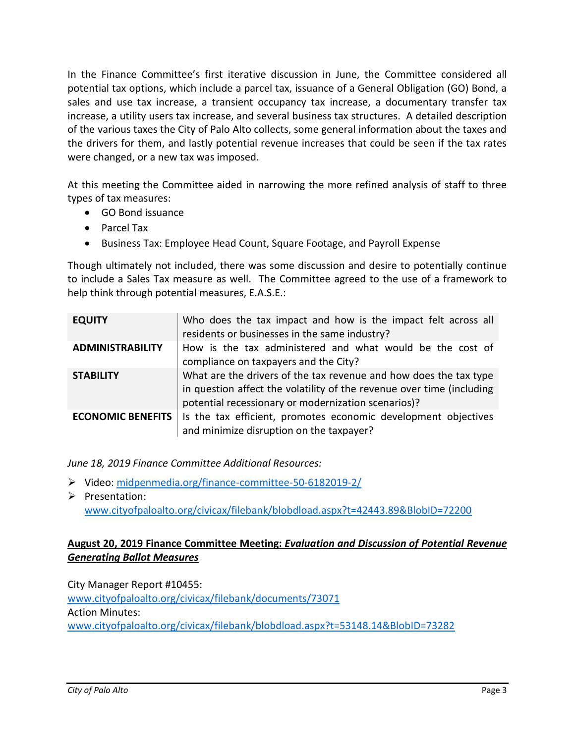In the Finance Committee's first iterative discussion in June, the Committee considered all potential tax options, which include a parcel tax, issuance of a General Obligation (GO) Bond, a sales and use tax increase, a transient occupancy tax increase, a documentary transfer tax increase, a utility users tax increase, and several business tax structures. A detailed description of the various taxes the City of Palo Alto collects, some general information about the taxes and the drivers for them, and lastly potential revenue increases that could be seen if the tax rates were changed, or a new tax was imposed.

At this meeting the Committee aided in narrowing the more refined analysis of staff to three types of tax measures:

- GO Bond issuance
- Parcel Tax
- Business Tax: Employee Head Count, Square Footage, and Payroll Expense

Though ultimately not included, there was some discussion and desire to potentially continue to include a Sales Tax measure as well. The Committee agreed to the use of a framework to help think through potential measures, E.A.S.E.:

| | |
|---|---|
| **EQUITY** | Who does the tax impact and how is the impact felt across all residents or businesses in the same industry? |
| **ADMINISTRABILITY** | How is the tax administered and what would be the cost of compliance on taxpayers and the City? |
| **STABILITY** | What are the drivers of the tax revenue and how does the tax type in question affect the volatility of the revenue over time (including potential recessionary or modernization scenarios)? |
| **ECONOMIC BENEFITS** | Is the tax efficient, promotes economic development objectives and minimize disruption on the taxpayer? |

*June 18, 2019 Finance Committee Additional Resources:*

- Video: midpenmedia.org/finance-committee-50-6182019-2/
- Presentation: www.cityofpaloalto.org/civicax/filebank/blobdload.aspx?t=42443.89&BlobID=72200

**August 20, 2019 Finance Committee Meeting: *Evaluation and Discussion of Potential Revenue Generating Ballot Measures***

City Manager Report #10455:
www.cityofpaloalto.org/civicax/filebank/documents/73071
Action Minutes:
www.cityofpaloalto.org/civicax/filebank/blobdload.aspx?t=53148.14&BlobID=73282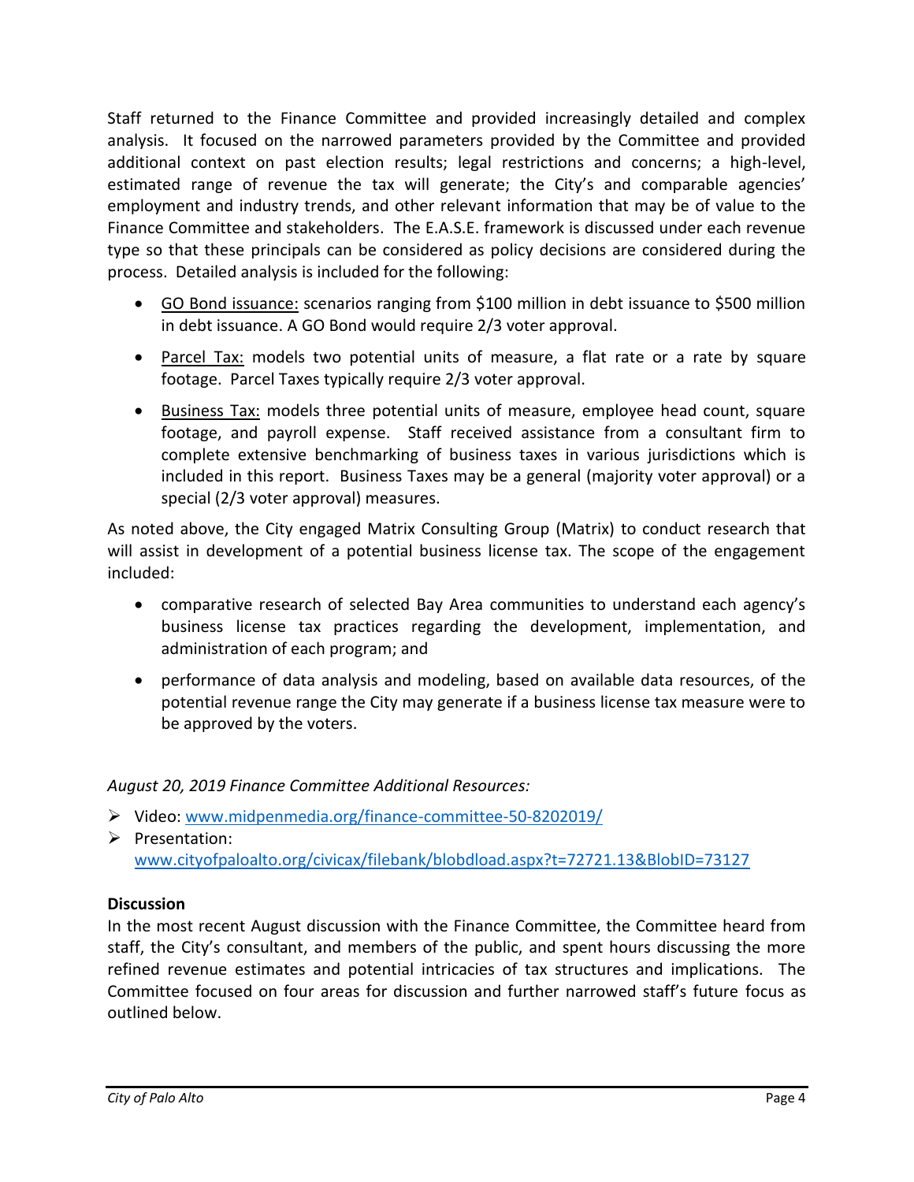Staff returned to the Finance Committee and provided increasingly detailed and complex analysis. It focused on the narrowed parameters provided by the Committee and provided additional context on past election results; legal restrictions and concerns; a high-level, estimated range of revenue the tax will generate; the City's and comparable agencies' employment and industry trends, and other relevant information that may be of value to the Finance Committee and stakeholders. The E.A.S.E. framework is discussed under each revenue type so that these principals can be considered as policy decisions are considered during the process. Detailed analysis is included for the following:

- <u>GO Bond issuance:</u> scenarios ranging from $100 million in debt issuance to $500 million in debt issuance. A GO Bond would require 2/3 voter approval.
- <u>Parcel Tax:</u> models two potential units of measure, a flat rate or a rate by square footage. Parcel Taxes typically require 2/3 voter approval.
- <u>Business Tax:</u> models three potential units of measure, employee head count, square footage, and payroll expense. Staff received assistance from a consultant firm to complete extensive benchmarking of business taxes in various jurisdictions which is included in this report. Business Taxes may be a general (majority voter approval) or a special (2/3 voter approval) measures.

As noted above, the City engaged Matrix Consulting Group (Matrix) to conduct research that will assist in development of a potential business license tax. The scope of the engagement included:

- comparative research of selected Bay Area communities to understand each agency's business license tax practices regarding the development, implementation, and administration of each program; and
- performance of data analysis and modeling, based on available data resources, of the potential revenue range the City may generate if a business license tax measure were to be approved by the voters.

*August 20, 2019 Finance Committee Additional Resources:*

- Video: [www.midpenmedia.org/finance-committee-50-8202019/](www.midpenmedia.org/finance-committee-50-8202019/)
- Presentation: [www.cityofpaloalto.org/civicax/filebank/blobdload.aspx?t=72721.13&BlobID=73127](www.cityofpaloalto.org/civicax/filebank/blobdload.aspx?t=72721.13&BlobID=73127)

**Discussion**

In the most recent August discussion with the Finance Committee, the Committee heard from staff, the City's consultant, and members of the public, and spent hours discussing the more refined revenue estimates and potential intricacies of tax structures and implications. The Committee focused on four areas for discussion and further narrowed staff's future focus as outlined below.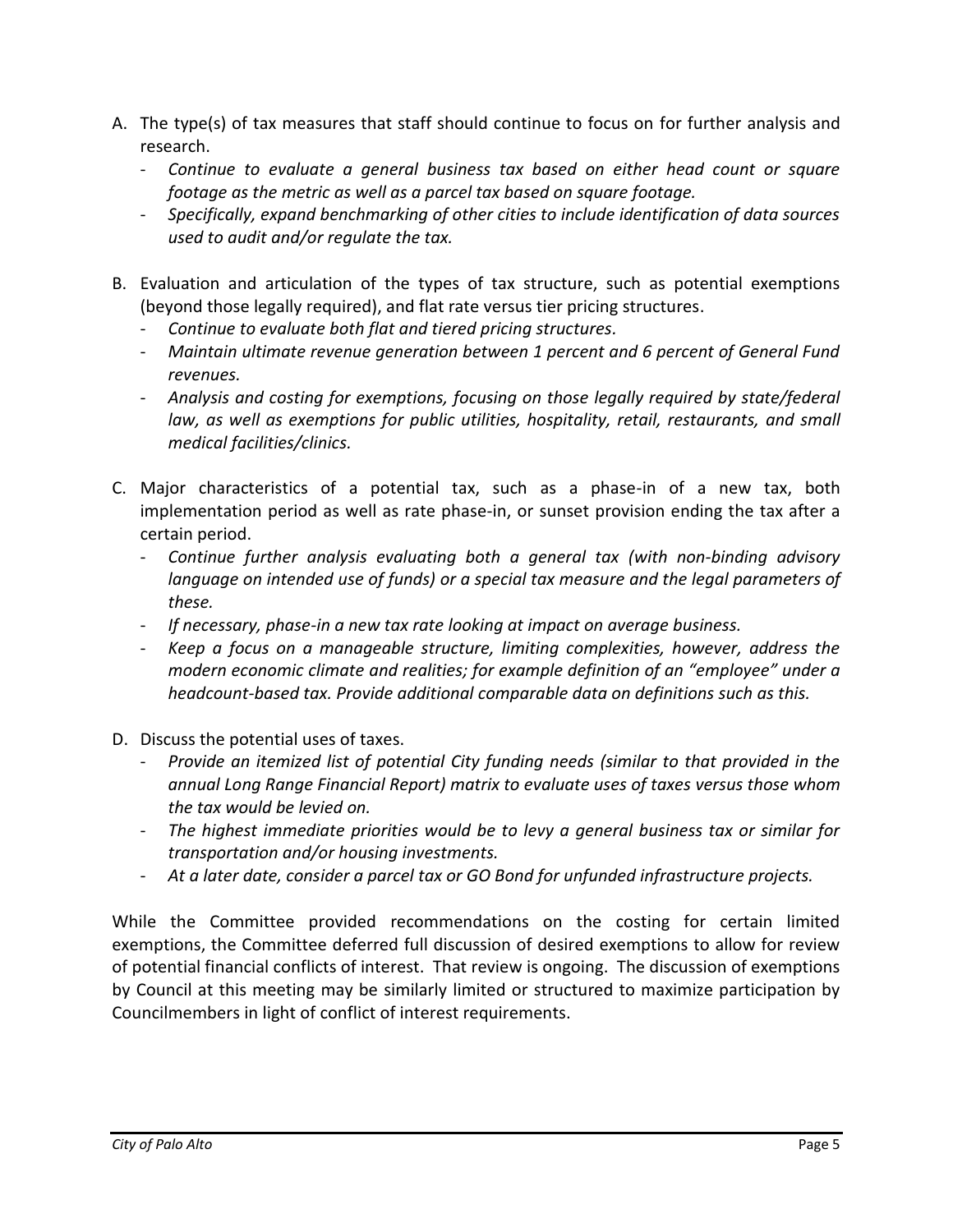A. The type(s) of tax measures that staff should continue to focus on for further analysis and research.
   - *Continue to evaluate a general business tax based on either head count or square footage as the metric as well as a parcel tax based on square footage.*
   - *Specifically, expand benchmarking of other cities to include identification of data sources used to audit and/or regulate the tax.*

B. Evaluation and articulation of the types of tax structure, such as potential exemptions (beyond those legally required), and flat rate versus tier pricing structures.
   - *Continue to evaluate both flat and tiered pricing structures.*
   - *Maintain ultimate revenue generation between 1 percent and 6 percent of General Fund revenues.*
   - *Analysis and costing for exemptions, focusing on those legally required by state/federal law, as well as exemptions for public utilities, hospitality, retail, restaurants, and small medical facilities/clinics.*

C. Major characteristics of a potential tax, such as a phase-in of a new tax, both implementation period as well as rate phase-in, or sunset provision ending the tax after a certain period.
   - *Continue further analysis evaluating both a general tax (with non-binding advisory language on intended use of funds) or a special tax measure and the legal parameters of these.*
   - *If necessary, phase-in a new tax rate looking at impact on average business.*
   - *Keep a focus on a manageable structure, limiting complexities, however, address the modern economic climate and realities; for example definition of an "employee" under a headcount-based tax. Provide additional comparable data on definitions such as this.*

D. Discuss the potential uses of taxes.
   - *Provide an itemized list of potential City funding needs (similar to that provided in the annual Long Range Financial Report) matrix to evaluate uses of taxes versus those whom the tax would be levied on.*
   - *The highest immediate priorities would be to levy a general business tax or similar for transportation and/or housing investments.*
   - *At a later date, consider a parcel tax or GO Bond for unfunded infrastructure projects.*

While the Committee provided recommendations on the costing for certain limited exemptions, the Committee deferred full discussion of desired exemptions to allow for review of potential financial conflicts of interest. That review is ongoing. The discussion of exemptions by Council at this meeting may be similarly limited or structured to maximize participation by Councilmembers in light of conflict of interest requirements.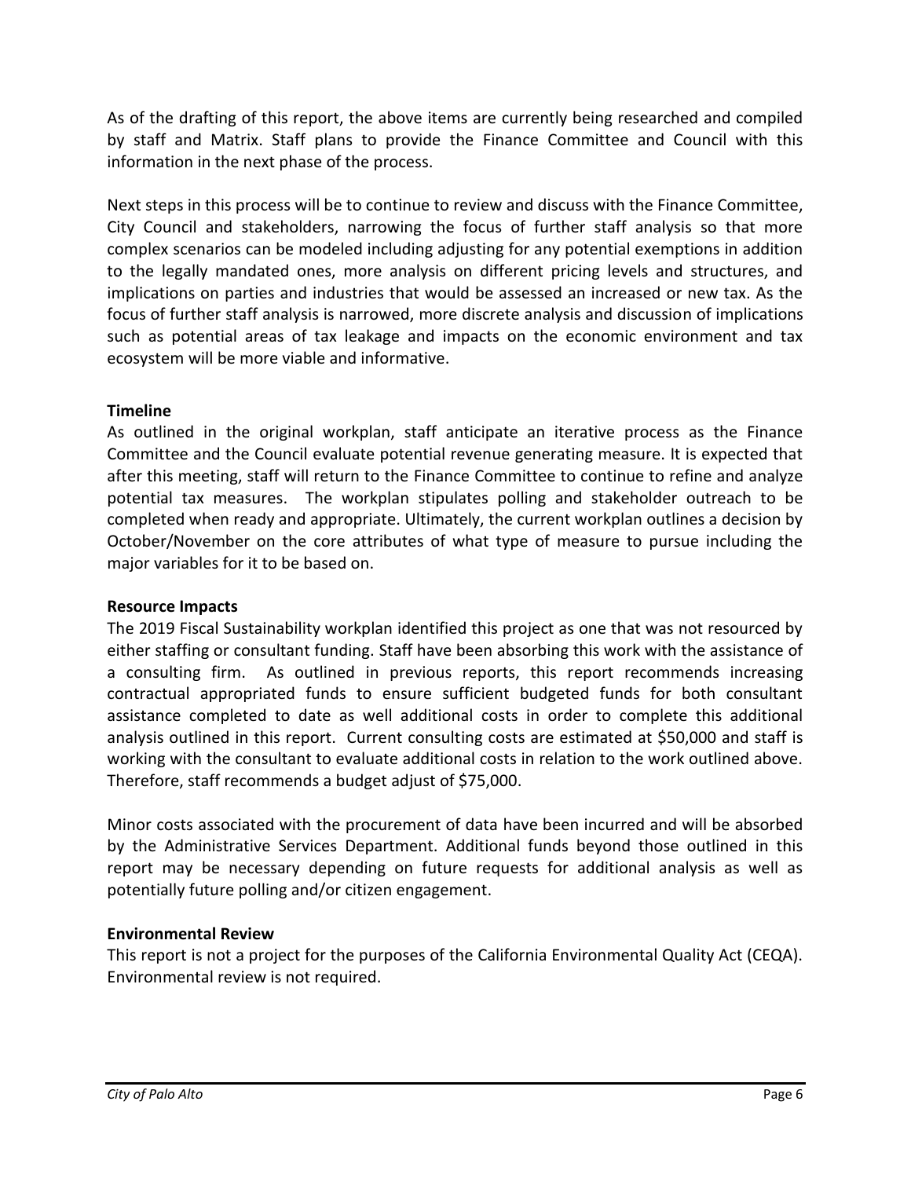As of the drafting of this report, the above items are currently being researched and compiled by staff and Matrix. Staff plans to provide the Finance Committee and Council with this information in the next phase of the process.

Next steps in this process will be to continue to review and discuss with the Finance Committee, City Council and stakeholders, narrowing the focus of further staff analysis so that more complex scenarios can be modeled including adjusting for any potential exemptions in addition to the legally mandated ones, more analysis on different pricing levels and structures, and implications on parties and industries that would be assessed an increased or new tax. As the focus of further staff analysis is narrowed, more discrete analysis and discussion of implications such as potential areas of tax leakage and impacts on the economic environment and tax ecosystem will be more viable and informative.

**Timeline**

As outlined in the original workplan, staff anticipate an iterative process as the Finance Committee and the Council evaluate potential revenue generating measure. It is expected that after this meeting, staff will return to the Finance Committee to continue to refine and analyze potential tax measures. The workplan stipulates polling and stakeholder outreach to be completed when ready and appropriate. Ultimately, the current workplan outlines a decision by October/November on the core attributes of what type of measure to pursue including the major variables for it to be based on.

**Resource Impacts**

The 2019 Fiscal Sustainability workplan identified this project as one that was not resourced by either staffing or consultant funding. Staff have been absorbing this work with the assistance of a consulting firm. As outlined in previous reports, this report recommends increasing contractual appropriated funds to ensure sufficient budgeted funds for both consultant assistance completed to date as well additional costs in order to complete this additional analysis outlined in this report. Current consulting costs are estimated at $50,000 and staff is working with the consultant to evaluate additional costs in relation to the work outlined above. Therefore, staff recommends a budget adjust of $75,000.

Minor costs associated with the procurement of data have been incurred and will be absorbed by the Administrative Services Department. Additional funds beyond those outlined in this report may be necessary depending on future requests for additional analysis as well as potentially future polling and/or citizen engagement.

**Environmental Review**

This report is not a project for the purposes of the California Environmental Quality Act (CEQA). Environmental review is not required.